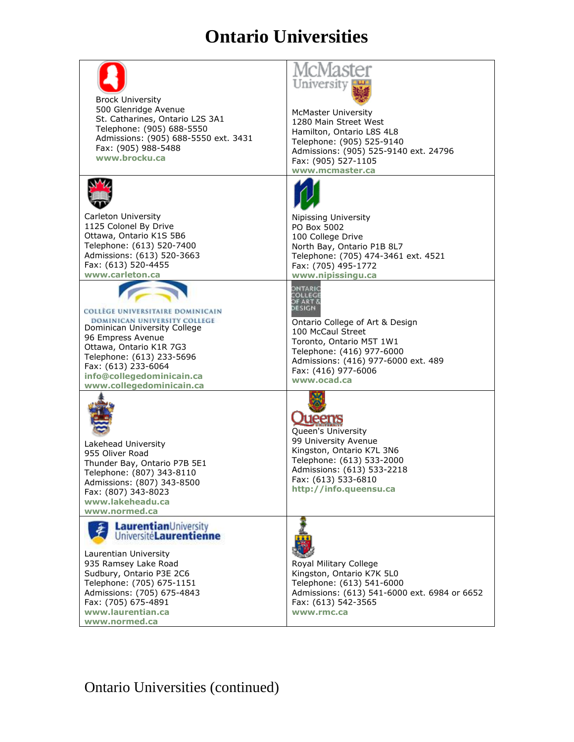# Ontario Universities

| | |
|---|---|
| Brock University<br>500 Glenridge Avenue<br>St. Catharines, Ontario L2S 3A1<br>Telephone: (905) 688-5550<br>Admissions: (905) 688-5550 ext. 3431<br>Fax: (905) 988-5488<br>**www.brocku.ca** | McMaster University<br>1280 Main Street West<br>Hamilton, Ontario L8S 4L8<br>Telephone: (905) 525-9140<br>Admissions: (905) 525-9140 ext. 24796<br>Fax: (905) 527-1105<br>**www.mcmaster.ca** |
| Carleton University<br>1125 Colonel By Drive<br>Ottawa, Ontario K1S 5B6<br>Telephone: (613) 520-7400<br>Admissions: (613) 520-3663<br>Fax: (613) 520-4455<br>**www.carleton.ca** | Nipissing University<br>PO Box 5002<br>100 College Drive<br>North Bay, Ontario P1B 8L7<br>Telephone: (705) 474-3461 ext. 4521<br>Fax: (705) 495-1772<br>**www.nipissingu.ca** |
| COLLÈGE UNIVERSITAIRE DOMINICAIN<br>DOMINICAN UNIVERSITY COLLEGE<br>Dominican University College<br>96 Empress Avenue<br>Ottawa, Ontario K1R 7G3<br>Telephone: (613) 233-5696<br>Fax: (613) 233-6064<br>**info@collegedominicain.ca**<br>**www.collegedominicain.ca** | Ontario College of Art & Design<br>100 McCaul Street<br>Toronto, Ontario M5T 1W1<br>Telephone: (416) 977-6000<br>Admissions: (416) 977-6000 ext. 489<br>Fax: (416) 977-6006<br>**www.ocad.ca** |
| Lakehead University<br>955 Oliver Road<br>Thunder Bay, Ontario P7B 5E1<br>Telephone: (807) 343-8110<br>Admissions: (807) 343-8500<br>Fax: (807) 343-8023<br>**www.lakeheadu.ca**<br>**www.normed.ca** | Queen's University<br>99 University Avenue<br>Kingston, Ontario K7L 3N6<br>Telephone: (613) 533-2000<br>Admissions: (613) 533-2218<br>Fax: (613) 533-6810<br>**http://info.queensu.ca** |
| Laurentian University<br>935 Ramsey Lake Road<br>Sudbury, Ontario P3E 2C6<br>Telephone: (705) 675-1151<br>Admissions: (705) 675-4843<br>Fax: (705) 675-4891<br>**www.laurentian.ca**<br>**www.normed.ca** | Royal Military College<br>Kingston, Ontario K7K 5L0<br>Telephone: (613) 541-6000<br>Admissions: (613) 541-6000 ext. 6984 or 6652<br>Fax: (613) 542-3565<br>**www.rmc.ca** |

Ontario Universities (continued)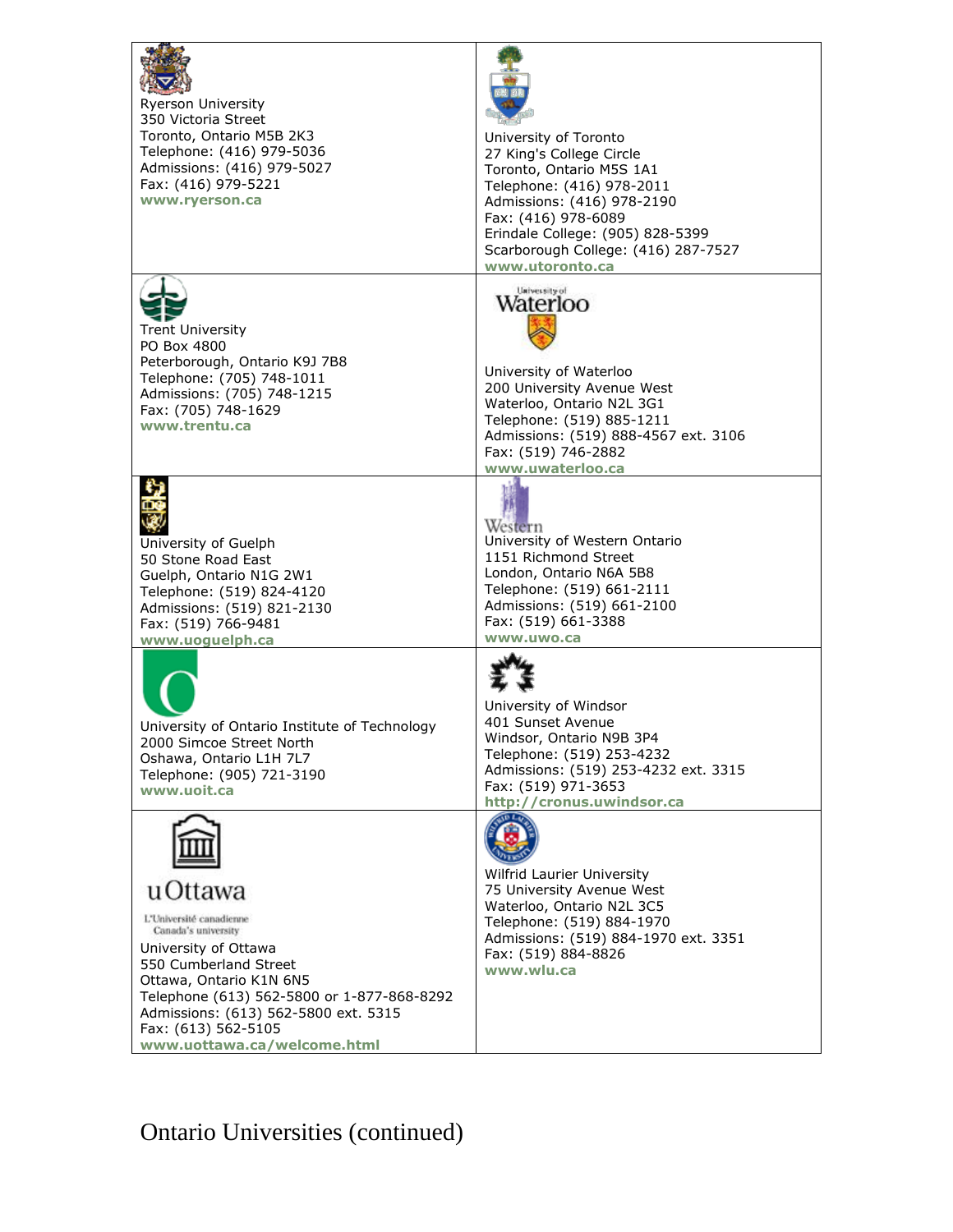| | |
|---|---|
| Ryerson University<br>350 Victoria Street<br>Toronto, Ontario M5B 2K3<br>Telephone: (416) 979-5036<br>Admissions: (416) 979-5027<br>Fax: (416) 979-5221<br>**www.ryerson.ca** | University of Toronto<br>27 King's College Circle<br>Toronto, Ontario M5S 1A1<br>Telephone: (416) 978-2011<br>Admissions: (416) 978-2190<br>Fax: (416) 978-6089<br>Erindale College: (905) 828-5399<br>Scarborough College: (416) 287-7527<br>**www.utoronto.ca** |
| Trent University<br>PO Box 4800<br>Peterborough, Ontario K9J 7B8<br>Telephone: (705) 748-1011<br>Admissions: (705) 748-1215<br>Fax: (705) 748-1629<br>**www.trentu.ca** | University of Waterloo<br>Waterloo<br>University of Waterloo<br>200 University Avenue West<br>Waterloo, Ontario N2L 3G1<br>Telephone: (519) 885-1211<br>Admissions: (519) 888-4567 ext. 3106<br>Fax: (519) 746-2882<br>**www.uwaterloo.ca** |
| University of Guelph<br>50 Stone Road East<br>Guelph, Ontario N1G 2W1<br>Telephone: (519) 824-4120<br>Admissions: (519) 821-2130<br>Fax: (519) 766-9481<br>**www.uoguelph.ca** | Western<br>University of Western Ontario<br>1151 Richmond Street<br>London, Ontario N6A 5B8<br>Telephone: (519) 661-2111<br>Admissions: (519) 661-2100<br>Fax: (519) 661-3388<br>**www.uwo.ca** |
| University of Ontario Institute of Technology<br>2000 Simcoe Street North<br>Oshawa, Ontario L1H 7L7<br>Telephone: (905) 721-3190<br>**www.uoit.ca** | University of Windsor<br>401 Sunset Avenue<br>Windsor, Ontario N9B 3P4<br>Telephone: (519) 253-4232<br>Admissions: (519) 253-4232 ext. 3315<br>Fax: (519) 971-3653<br>**http://cronus.uwindsor.ca** |
| uOttawa<br>L'Université canadienne<br>Canada's university<br>University of Ottawa<br>550 Cumberland Street<br>Ottawa, Ontario K1N 6N5<br>Telephone (613) 562-5800 or 1-877-868-8292<br>Admissions: (613) 562-5800 ext. 5315<br>Fax: (613) 562-5105<br>**www.uottawa.ca/welcome.html** | Wilfrid Laurier University<br>75 University Avenue West<br>Waterloo, Ontario N2L 3C5<br>Telephone: (519) 884-1970<br>Admissions: (519) 884-1970 ext. 3351<br>Fax: (519) 884-8826<br>**www.wlu.ca** |

Ontario Universities (continued)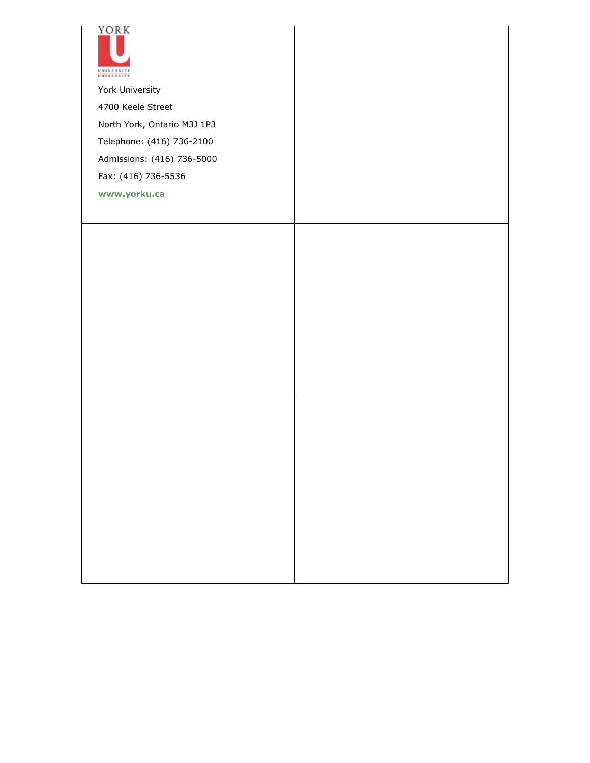| | |
|---|---|
| YORK U UNIVERSITÉ UNIVERSITY<br><br>York University<br>4700 Keele Street<br>North York, Ontario M3J 1P3<br>Telephone: (416) 736-2100<br>Admissions: (416) 736-5000<br>Fax: (416) 736-5536<br>**www.yorku.ca** | |
| | |
| | |